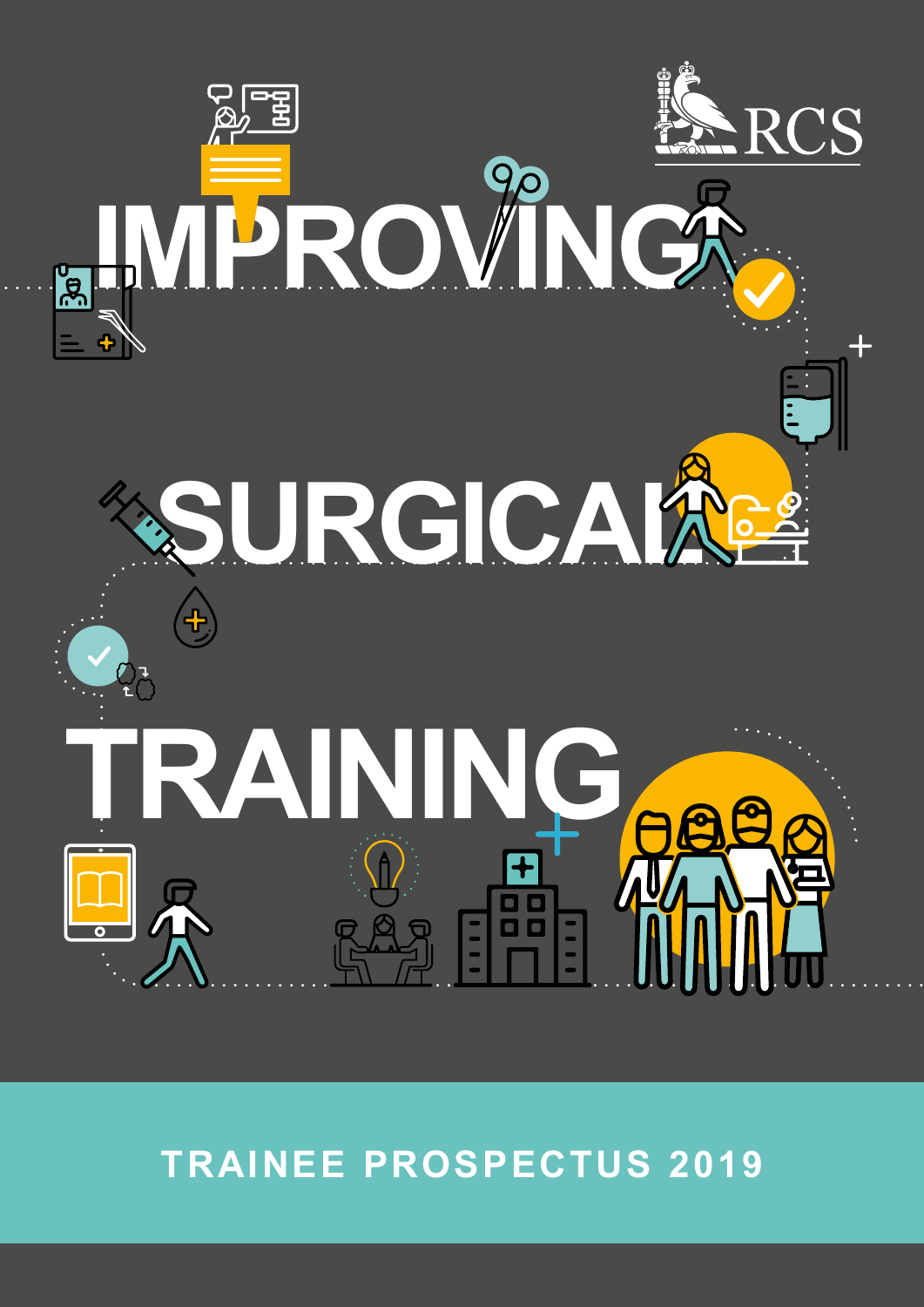RCS

# IMPROVING SURGICAL TRAINING

TRAINEE PROSPECTUS 2019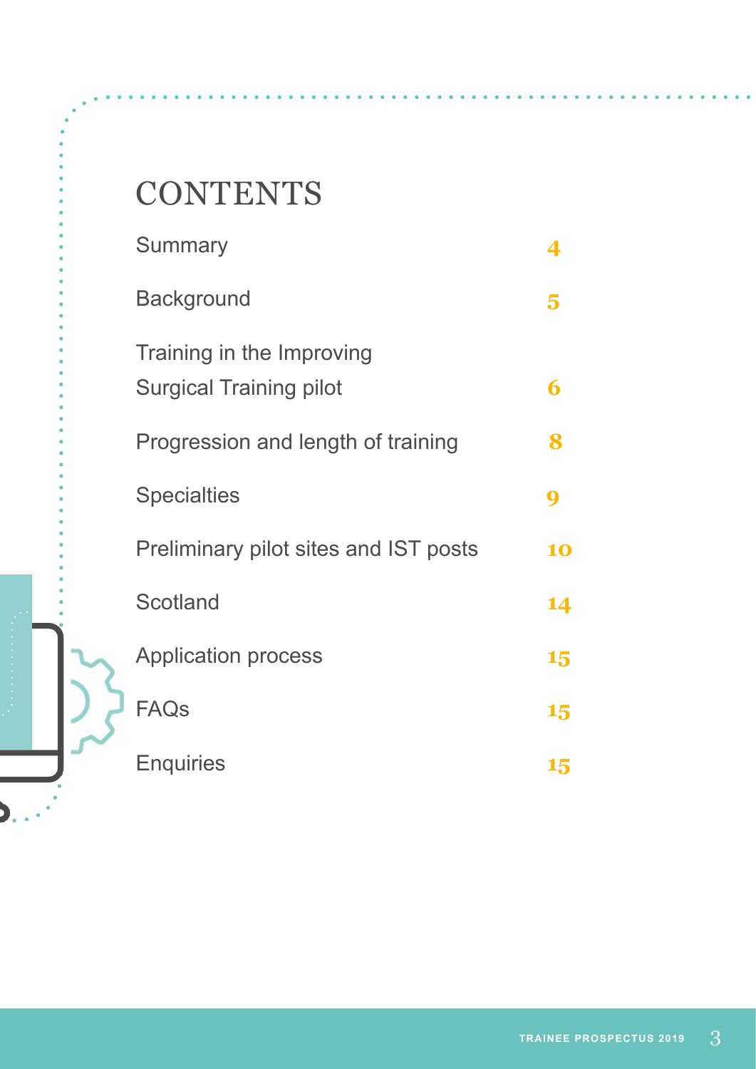# CONTENTS

| | |
|---|---|
| Summary | 4 |
| Background | 5 |
| Training in the Improving Surgical Training pilot | 6 |
| Progression and length of training | 8 |
| Specialties | 9 |
| Preliminary pilot sites and IST posts | 10 |
| Scotland | 14 |
| Application process | 15 |
| FAQs | 15 |
| Enquiries | 15 |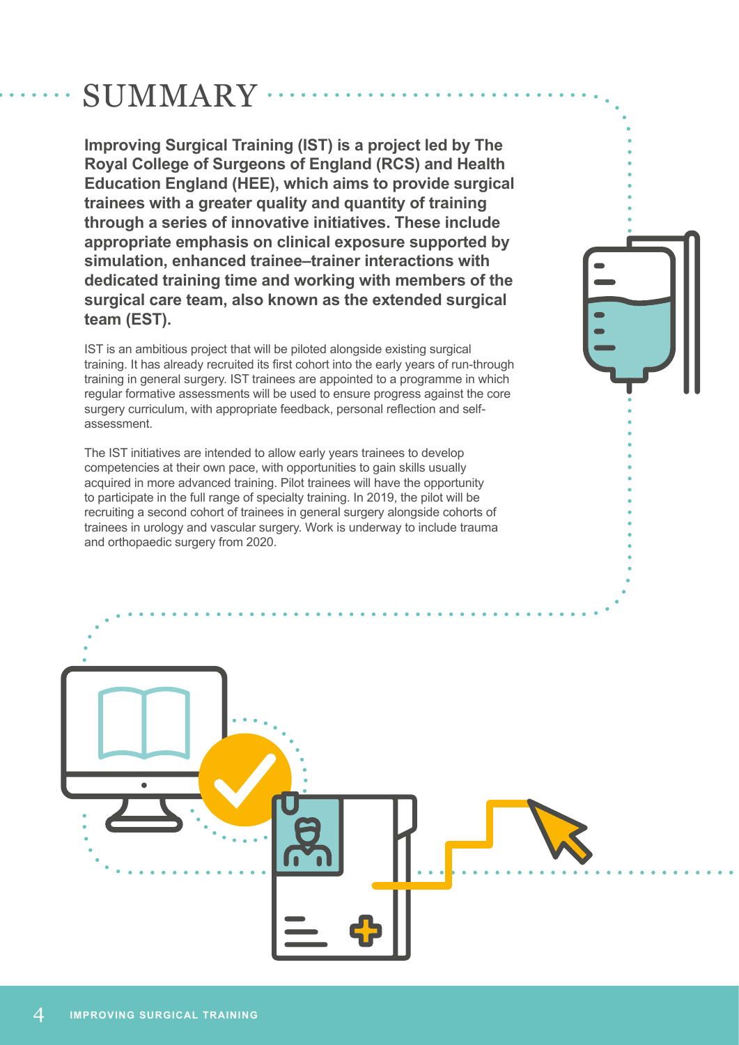# SUMMARY

**Improving Surgical Training (IST) is a project led by The Royal College of Surgeons of England (RCS) and Health Education England (HEE), which aims to provide surgical trainees with a greater quality and quantity of training through a series of innovative initiatives. These include appropriate emphasis on clinical exposure supported by simulation, enhanced trainee–trainer interactions with dedicated training time and working with members of the surgical care team, also known as the extended surgical team (EST).**

IST is an ambitious project that will be piloted alongside existing surgical training. It has already recruited its first cohort into the early years of run-through training in general surgery. IST trainees are appointed to a programme in which regular formative assessments will be used to ensure progress against the core surgery curriculum, with appropriate feedback, personal reflection and self-assessment.

The IST initiatives are intended to allow early years trainees to develop competencies at their own pace, with opportunities to gain skills usually acquired in more advanced training. Pilot trainees will have the opportunity to participate in the full range of specialty training. In 2019, the pilot will be recruiting a second cohort of trainees in general surgery alongside cohorts of trainees in urology and vascular surgery. Work is underway to include trauma and orthopaedic surgery from 2020.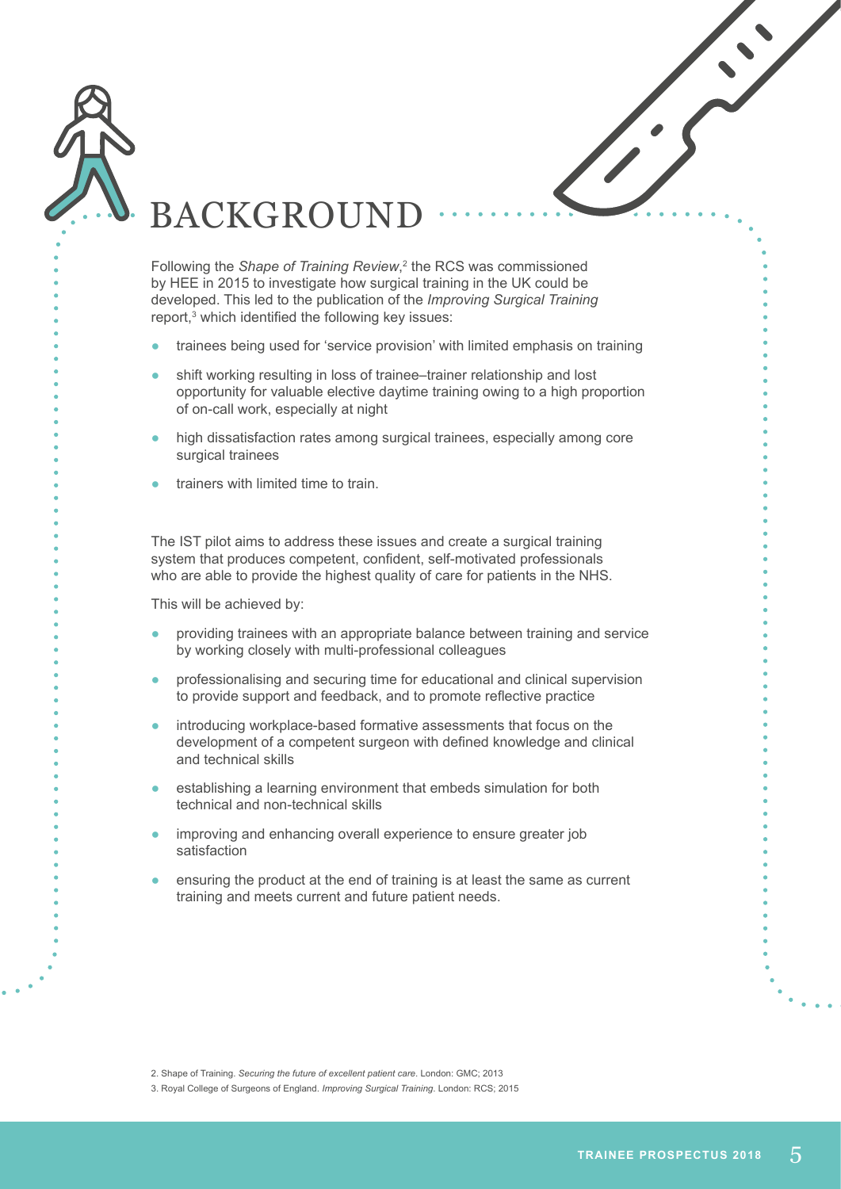# BACKGROUND

Following the *Shape of Training Review*,[2] the RCS was commissioned by HEE in 2015 to investigate how surgical training in the UK could be developed. This led to the publication of the *Improving Surgical Training* report,[3] which identified the following key issues:

- trainees being used for 'service provision' with limited emphasis on training
- shift working resulting in loss of trainee–trainer relationship and lost opportunity for valuable elective daytime training owing to a high proportion of on-call work, especially at night
- high dissatisfaction rates among surgical trainees, especially among core surgical trainees
- trainers with limited time to train.

The IST pilot aims to address these issues and create a surgical training system that produces competent, confident, self-motivated professionals who are able to provide the highest quality of care for patients in the NHS.

This will be achieved by:

- providing trainees with an appropriate balance between training and service by working closely with multi-professional colleagues
- professionalising and securing time for educational and clinical supervision to provide support and feedback, and to promote reflective practice
- introducing workplace-based formative assessments that focus on the development of a competent surgeon with defined knowledge and clinical and technical skills
- establishing a learning environment that embeds simulation for both technical and non-technical skills
- improving and enhancing overall experience to ensure greater job satisfaction
- ensuring the product at the end of training is at least the same as current training and meets current and future patient needs.

2. Shape of Training. *Securing the future of excellent patient care*. London: GMC; 2013

3. Royal College of Surgeons of England. *Improving Surgical Training*. London: RCS; 2015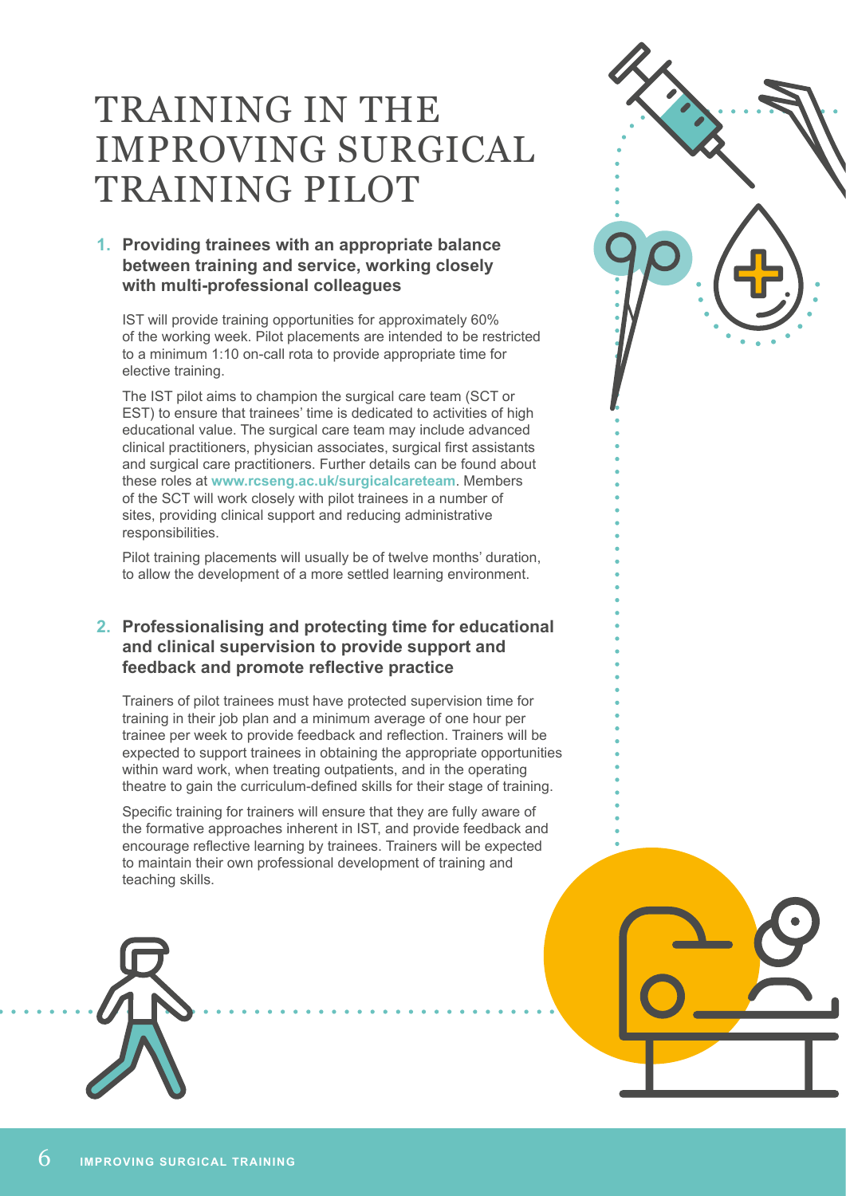# TRAINING IN THE IMPROVING SURGICAL TRAINING PILOT

1. **Providing trainees with an appropriate balance between training and service, working closely with multi-professional colleagues**

   IST will provide training opportunities for approximately 60% of the working week. Pilot placements are intended to be restricted to a minimum 1:10 on-call rota to provide appropriate time for elective training.

   The IST pilot aims to champion the surgical care team (SCT or EST) to ensure that trainees' time is dedicated to activities of high educational value. The surgical care team may include advanced clinical practitioners, physician associates, surgical first assistants and surgical care practitioners. Further details can be found about these roles at **www.rcseng.ac.uk/surgicalcareteam**. Members of the SCT will work closely with pilot trainees in a number of sites, providing clinical support and reducing administrative responsibilities.

   Pilot training placements will usually be of twelve months' duration, to allow the development of a more settled learning environment.

2. **Professionalising and protecting time for educational and clinical supervision to provide support and feedback and promote reflective practice**

   Trainers of pilot trainees must have protected supervision time for training in their job plan and a minimum average of one hour per trainee per week to provide feedback and reflection. Trainers will be expected to support trainees in obtaining the appropriate opportunities within ward work, when treating outpatients, and in the operating theatre to gain the curriculum-defined skills for their stage of training.

   Specific training for trainers will ensure that they are fully aware of the formative approaches inherent in IST, and provide feedback and encourage reflective learning by trainees. Trainers will be expected to maintain their own professional development of training and teaching skills.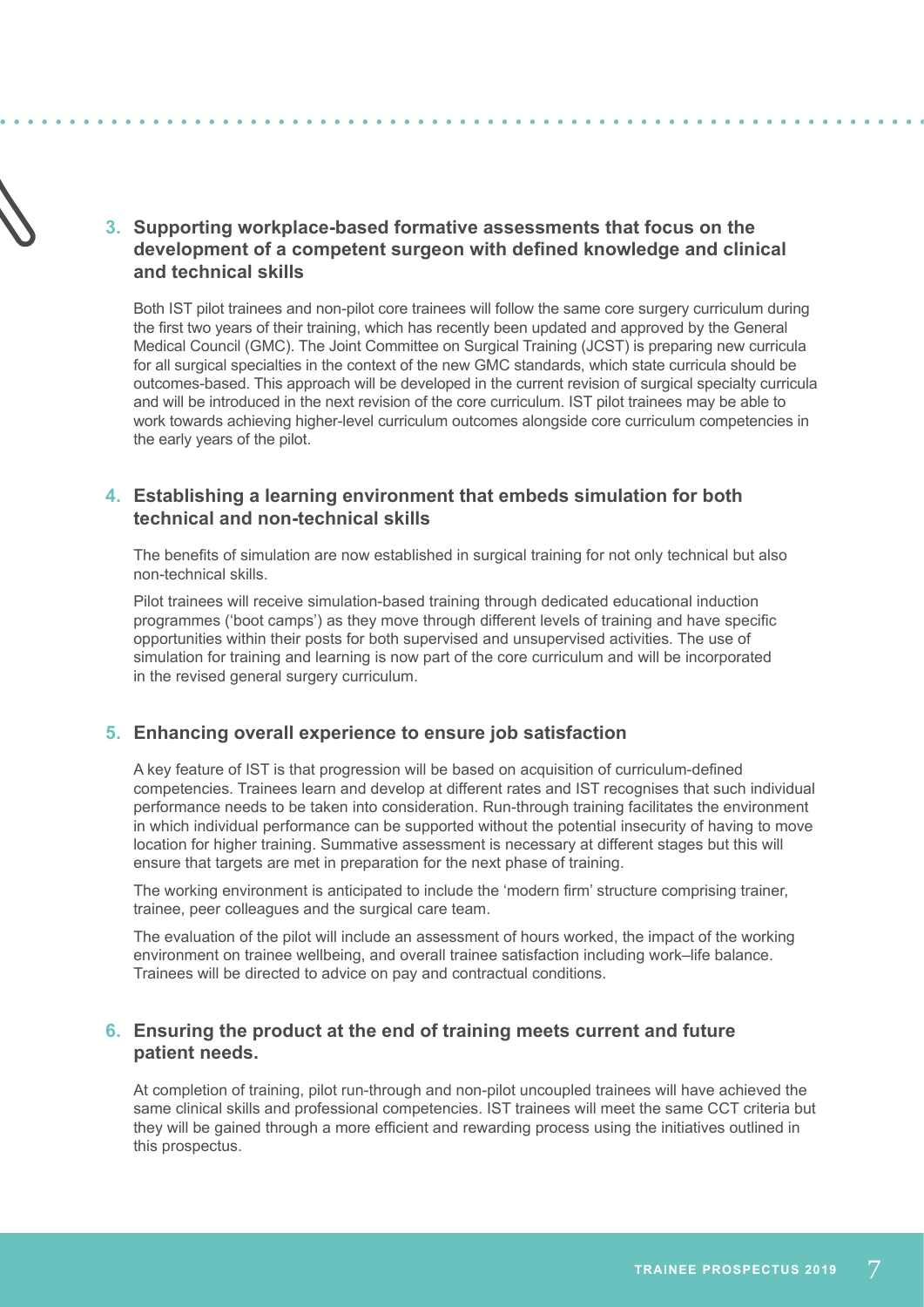### 3. Supporting workplace-based formative assessments that focus on the development of a competent surgeon with defined knowledge and clinical and technical skills

Both IST pilot trainees and non-pilot core trainees will follow the same core surgery curriculum during the first two years of their training, which has recently been updated and approved by the General Medical Council (GMC). The Joint Committee on Surgical Training (JCST) is preparing new curricula for all surgical specialties in the context of the new GMC standards, which state curricula should be outcomes-based. This approach will be developed in the current revision of surgical specialty curricula and will be introduced in the next revision of the core curriculum. IST pilot trainees may be able to work towards achieving higher-level curriculum outcomes alongside core curriculum competencies in the early years of the pilot.

### 4. Establishing a learning environment that embeds simulation for both technical and non-technical skills

The benefits of simulation are now established in surgical training for not only technical but also non-technical skills.

Pilot trainees will receive simulation-based training through dedicated educational induction programmes ('boot camps') as they move through different levels of training and have specific opportunities within their posts for both supervised and unsupervised activities. The use of simulation for training and learning is now part of the core curriculum and will be incorporated in the revised general surgery curriculum.

### 5. Enhancing overall experience to ensure job satisfaction

A key feature of IST is that progression will be based on acquisition of curriculum-defined competencies. Trainees learn and develop at different rates and IST recognises that such individual performance needs to be taken into consideration. Run-through training facilitates the environment in which individual performance can be supported without the potential insecurity of having to move location for higher training. Summative assessment is necessary at different stages but this will ensure that targets are met in preparation for the next phase of training.

The working environment is anticipated to include the 'modern firm' structure comprising trainer, trainee, peer colleagues and the surgical care team.

The evaluation of the pilot will include an assessment of hours worked, the impact of the working environment on trainee wellbeing, and overall trainee satisfaction including work–life balance. Trainees will be directed to advice on pay and contractual conditions.

### 6. Ensuring the product at the end of training meets current and future patient needs.

At completion of training, pilot run-through and non-pilot uncoupled trainees will have achieved the same clinical skills and professional competencies. IST trainees will meet the same CCT criteria but they will be gained through a more efficient and rewarding process using the initiatives outlined in this prospectus.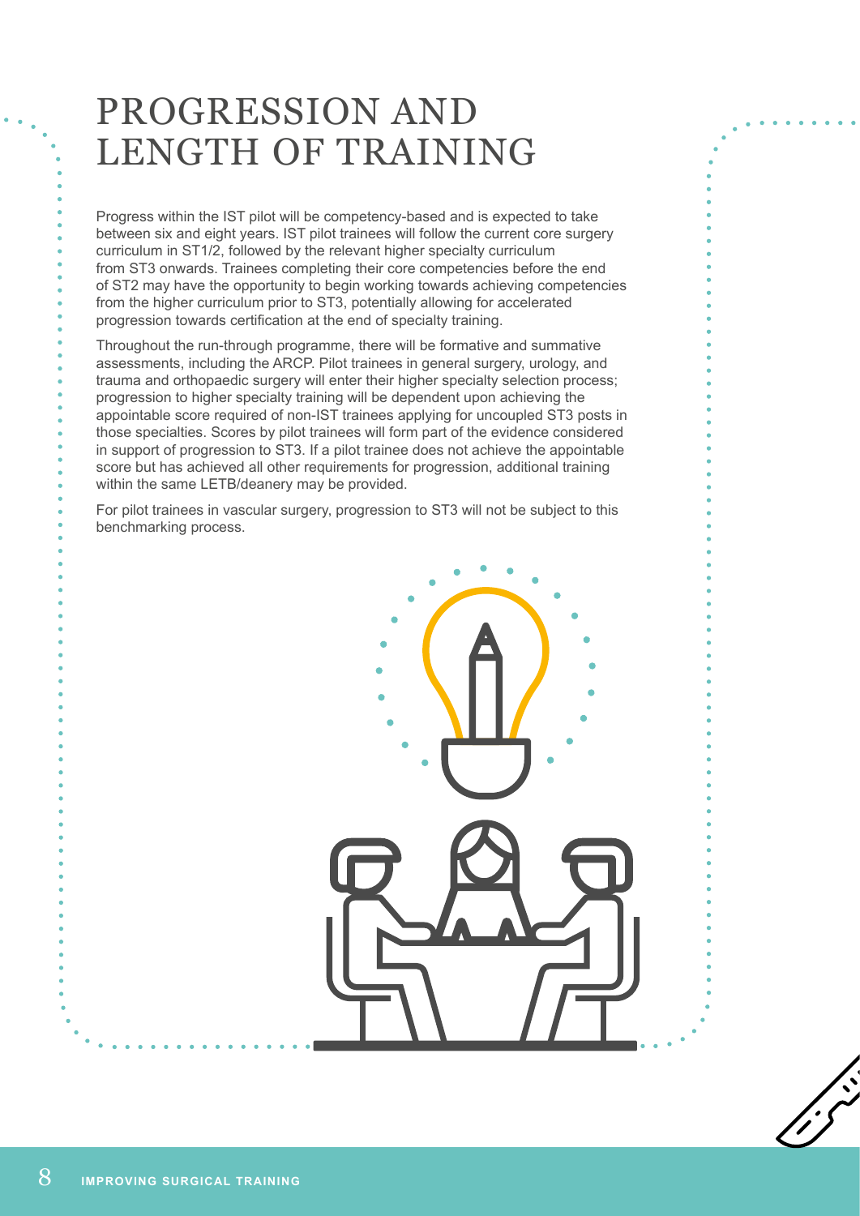# PROGRESSION AND LENGTH OF TRAINING

Progress within the IST pilot will be competency-based and is expected to take between six and eight years. IST pilot trainees will follow the current core surgery curriculum in ST1/2, followed by the relevant higher specialty curriculum from ST3 onwards. Trainees completing their core competencies before the end of ST2 may have the opportunity to begin working towards achieving competencies from the higher curriculum prior to ST3, potentially allowing for accelerated progression towards certification at the end of specialty training.

Throughout the run-through programme, there will be formative and summative assessments, including the ARCP. Pilot trainees in general surgery, urology, and trauma and orthopaedic surgery will enter their higher specialty selection process; progression to higher specialty training will be dependent upon achieving the appointable score required of non-IST trainees applying for uncoupled ST3 posts in those specialties. Scores by pilot trainees will form part of the evidence considered in support of progression to ST3. If a pilot trainee does not achieve the appointable score but has achieved all other requirements for progression, additional training within the same LETB/deanery may be provided.

For pilot trainees in vascular surgery, progression to ST3 will not be subject to this benchmarking process.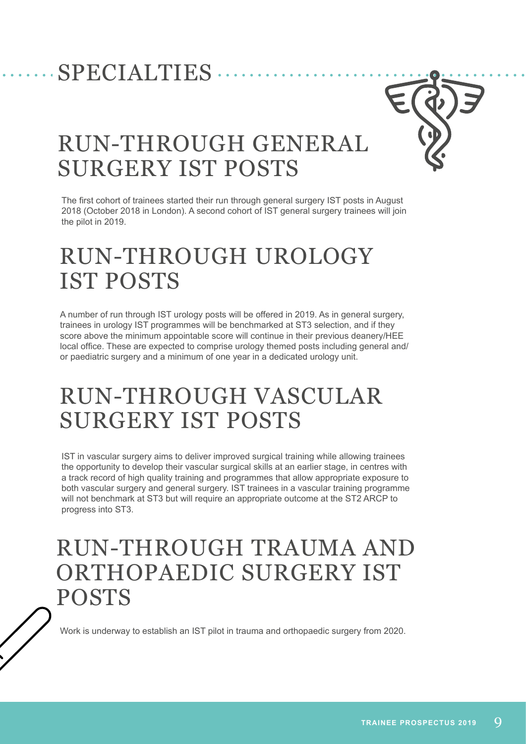# SPECIALTIES

## RUN-THROUGH GENERAL SURGERY IST POSTS

The first cohort of trainees started their run through general surgery IST posts in August 2018 (October 2018 in London). A second cohort of IST general surgery trainees will join the pilot in 2019.

## RUN-THROUGH UROLOGY IST POSTS

A number of run through IST urology posts will be offered in 2019. As in general surgery, trainees in urology IST programmes will be benchmarked at ST3 selection, and if they score above the minimum appointable score will continue in their previous deanery/HEE local office. These are expected to comprise urology themed posts including general and/or paediatric surgery and a minimum of one year in a dedicated urology unit.

## RUN-THROUGH VASCULAR SURGERY IST POSTS

IST in vascular surgery aims to deliver improved surgical training while allowing trainees the opportunity to develop their vascular surgical skills at an earlier stage, in centres with a track record of high quality training and programmes that allow appropriate exposure to both vascular surgery and general surgery. IST trainees in a vascular training programme will not benchmark at ST3 but will require an appropriate outcome at the ST2 ARCP to progress into ST3.

## RUN-THROUGH TRAUMA AND ORTHOPAEDIC SURGERY IST POSTS

Work is underway to establish an IST pilot in trauma and orthopaedic surgery from 2020.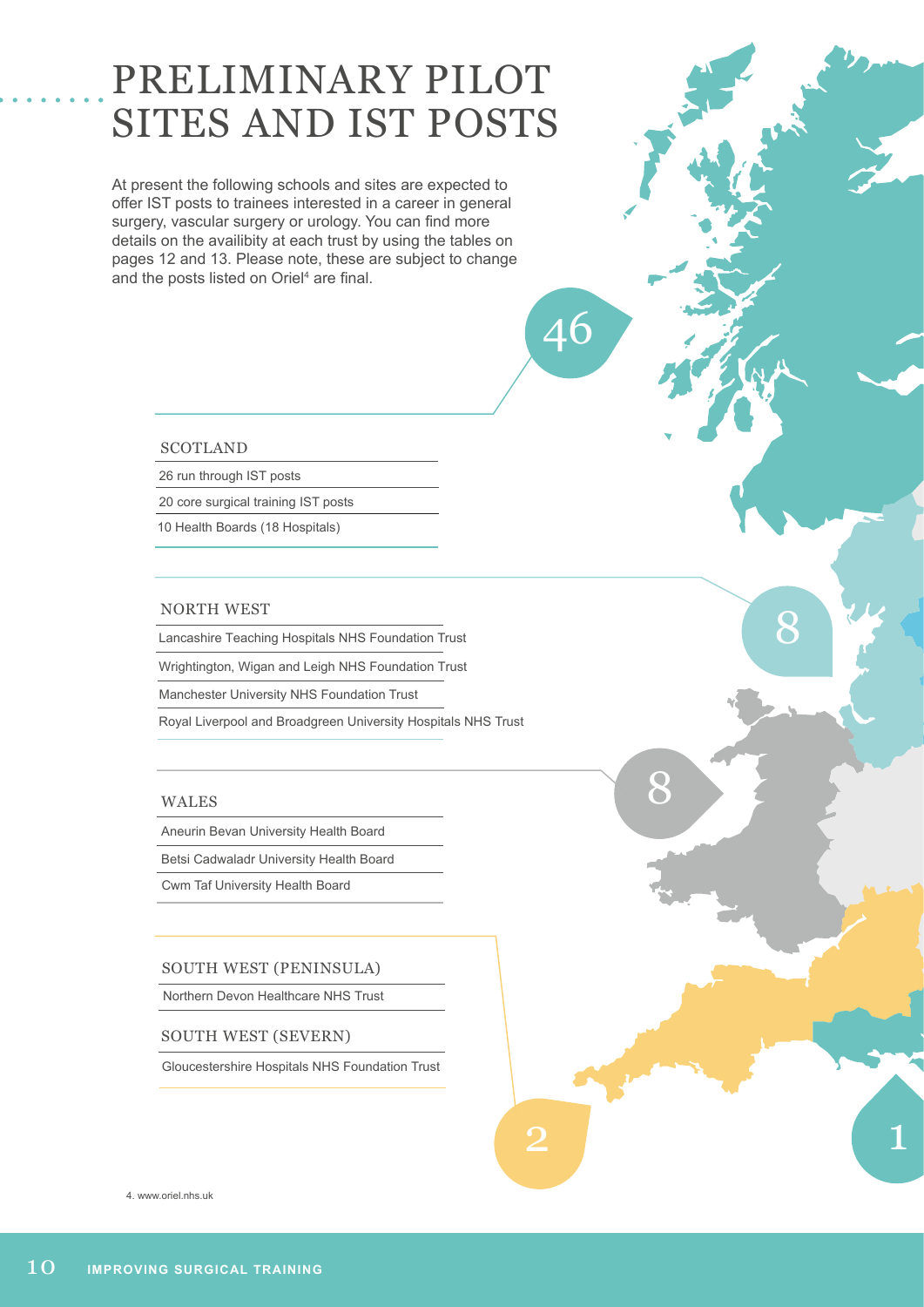# PRELIMINARY PILOT SITES AND IST POSTS

At present the following schools and sites are expected to offer IST posts to trainees interested in a career in general surgery, vascular surgery or urology. You can find more details on the availibity at each trust by using the tables on pages 12 and 13. Please note, these are subject to change and the posts listed on Oriel[4] are final.

46

## SCOTLAND

- 26 run through IST posts
- 20 core surgical training IST posts
- 10 Health Boards (18 Hospitals)

8

## NORTH WEST

- Lancashire Teaching Hospitals NHS Foundation Trust
- Wrightington, Wigan and Leigh NHS Foundation Trust
- Manchester University NHS Foundation Trust
- Royal Liverpool and Broadgreen University Hospitals NHS Trust

8

## WALES

- Aneurin Bevan University Health Board
- Betsi Cadwaladr University Health Board
- Cwm Taf University Health Board

2

## SOUTH WEST (PENINSULA)

- Northern Devon Healthcare NHS Trust

## SOUTH WEST (SEVERN)

- Gloucestershire Hospitals NHS Foundation Trust

1

4. www.oriel.nhs.uk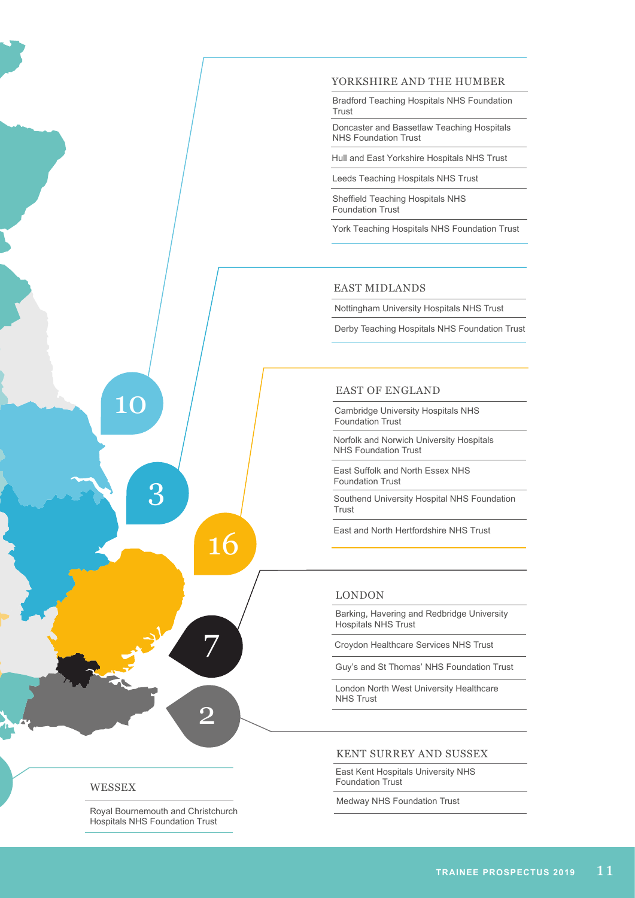## YORKSHIRE AND THE HUMBER

- Bradford Teaching Hospitals NHS Foundation Trust
- Doncaster and Bassetlaw Teaching Hospitals NHS Foundation Trust
- Hull and East Yorkshire Hospitals NHS Trust
- Leeds Teaching Hospitals NHS Trust
- Sheffield Teaching Hospitals NHS Foundation Trust
- York Teaching Hospitals NHS Foundation Trust

## EAST MIDLANDS

- Nottingham University Hospitals NHS Trust
- Derby Teaching Hospitals NHS Foundation Trust

## EAST OF ENGLAND

- Cambridge University Hospitals NHS Foundation Trust
- Norfolk and Norwich University Hospitals NHS Foundation Trust
- East Suffolk and North Essex NHS Foundation Trust
- Southend University Hospital NHS Foundation Trust
- East and North Hertfordshire NHS Trust

## LONDON

- Barking, Havering and Redbridge University Hospitals NHS Trust
- Croydon Healthcare Services NHS Trust
- Guy's and St Thomas' NHS Foundation Trust
- London North West University Healthcare NHS Trust

## KENT SURREY AND SUSSEX

- East Kent Hospitals University NHS Foundation Trust
- Medway NHS Foundation Trust

## WESSEX

- Royal Bournemouth and Christchurch Hospitals NHS Foundation Trust

10

3

16

7

2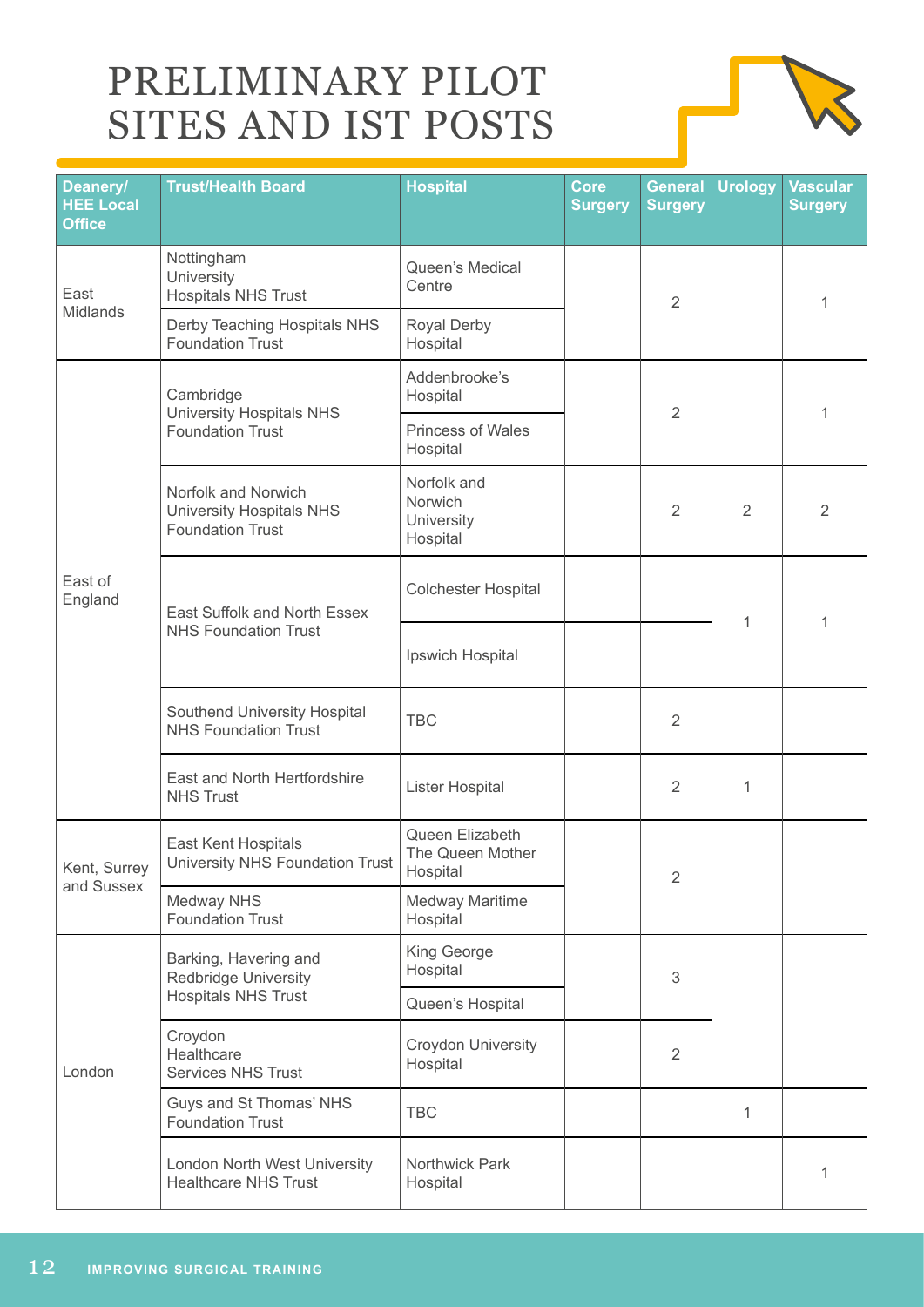# PRELIMINARY PILOT SITES AND IST POSTS

| Deanery/ HEE Local Office | Trust/Health Board | Hospital | Core Surgery | General Surgery | Urology | Vascular Surgery |
|---|---|---|---|---|---|---|
| East Midlands | Nottingham University Hospitals NHS Trust | Queen's Medical Centre | | 2 | | 1 |
| | Derby Teaching Hospitals NHS Foundation Trust | Royal Derby Hospital | | | | |
| East of England | Cambridge University Hospitals NHS Foundation Trust | Addenbrooke's Hospital | | 2 | | 1 |
| | | Princess of Wales Hospital | | | | |
| | Norfolk and Norwich University Hospitals NHS Foundation Trust | Norfolk and Norwich University Hospital | | 2 | 2 | 2 |
| | East Suffolk and North Essex NHS Foundation Trust | Colchester Hospital | | | 1 | 1 |
| | | Ipswich Hospital | | | | |
| | Southend University Hospital NHS Foundation Trust | TBC | | 2 | | |
| | East and North Hertfordshire NHS Trust | Lister Hospital | | 2 | 1 | |
| Kent, Surrey and Sussex | East Kent Hospitals University NHS Foundation Trust | Queen Elizabeth The Queen Mother Hospital | | 2 | | |
| | Medway NHS Foundation Trust | Medway Maritime Hospital | | | | |
| London | Barking, Havering and Redbridge University Hospitals NHS Trust | King George Hospital | | 3 | | |
| | | Queen's Hospital | | | | |
| | Croydon Healthcare Services NHS Trust | Croydon University Hospital | | 2 | | |
| | Guys and St Thomas' NHS Foundation Trust | TBC | | | 1 | |
| | London North West University Healthcare NHS Trust | Northwick Park Hospital | | | | 1 |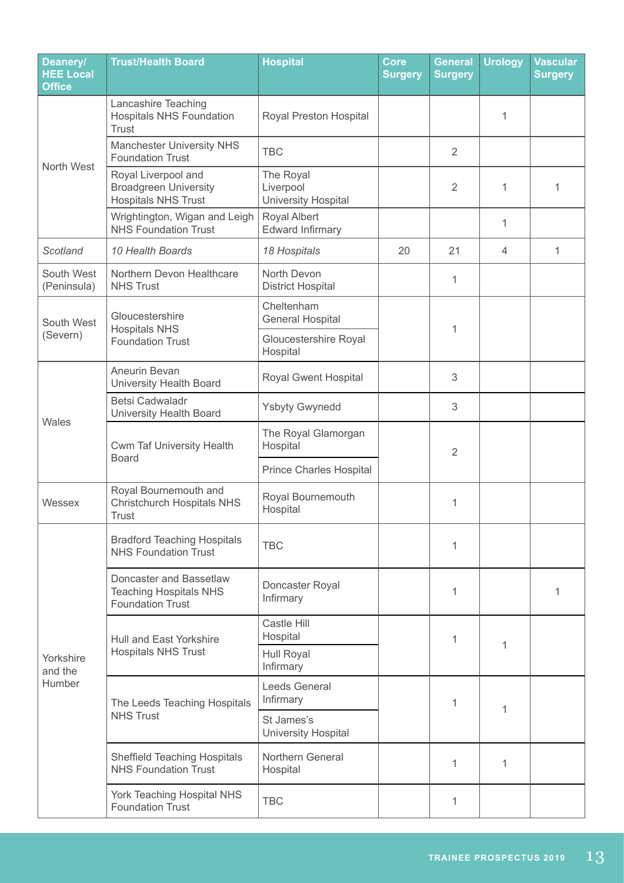| Deanery/ HEE Local Office | Trust/Health Board | Hospital | Core Surgery | General Surgery | Urology | Vascular Surgery |
|---|---|---|---|---|---|---|
| North West | Lancashire Teaching Hospitals NHS Foundation Trust | Royal Preston Hospital | | | 1 | |
| | Manchester University NHS Foundation Trust | TBC | | 2 | | |
| | Royal Liverpool and Broadgreen University Hospitals NHS Trust | The Royal Liverpool University Hospital | | 2 | 1 | 1 |
| | Wrightington, Wigan and Leigh NHS Foundation Trust | Royal Albert Edward Infirmary | | | 1 | |
| *Scotland* | *10 Health Boards* | *18 Hospitals* | 20 | 21 | 4 | 1 |
| South West (Peninsula) | Northern Devon Healthcare NHS Trust | North Devon District Hospital | | 1 | | |
| South West (Severn) | Gloucestershire Hospitals NHS Foundation Trust | Cheltenham General Hospital | | 1 | | |
| | | Gloucestershire Royal Hospital | | | | |
| Wales | Aneurin Bevan University Health Board | Royal Gwent Hospital | | 3 | | |
| | Betsi Cadwaladr University Health Board | Ysbyty Gwynedd | | 3 | | |
| | Cwm Taf University Health Board | The Royal Glamorgan Hospital | | 2 | | |
| | | Prince Charles Hospital | | | | |
| Wessex | Royal Bournemouth and Christchurch Hospitals NHS Trust | Royal Bournemouth Hospital | | 1 | | |
| Yorkshire and the Humber | Bradford Teaching Hospitals NHS Foundation Trust | TBC | | 1 | | |
| | Doncaster and Bassetlaw Teaching Hospitals NHS Foundation Trust | Doncaster Royal Infirmary | | 1 | | 1 |
| | Hull and East Yorkshire Hospitals NHS Trust | Castle Hill Hospital | | 1 | 1 | |
| | | Hull Royal Infirmary | | | | |
| | The Leeds Teaching Hospitals NHS Trust | Leeds General Infirmary | | 1 | 1 | |
| | | St James's University Hospital | | | | |
| | Sheffield Teaching Hospitals NHS Foundation Trust | Northern General Hospital | | 1 | 1 | |
| | York Teaching Hospital NHS Foundation Trust | TBC | | 1 | | |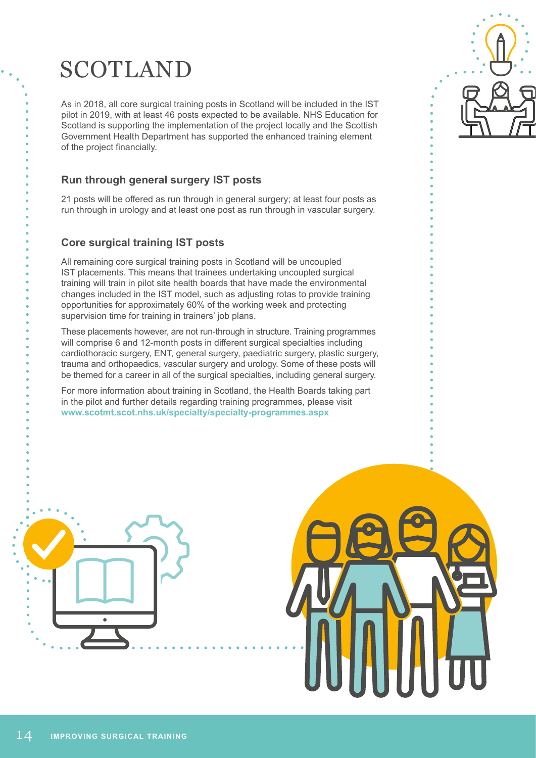# SCOTLAND

As in 2018, all core surgical training posts in Scotland will be included in the IST pilot in 2019, with at least 46 posts expected to be available. NHS Education for Scotland is supporting the implementation of the project locally and the Scottish Government Health Department has supported the enhanced training element of the project financially.

## Run through general surgery IST posts

21 posts will be offered as run through in general surgery; at least four posts as run through in urology and at least one post as run through in vascular surgery.

## Core surgical training IST posts

All remaining core surgical training posts in Scotland will be uncoupled IST placements. This means that trainees undertaking uncoupled surgical training will train in pilot site health boards that have made the environmental changes included in the IST model, such as adjusting rotas to provide training opportunities for approximately 60% of the working week and protecting supervision time for training in trainers' job plans.

These placements however, are not run-through in structure. Training programmes will comprise 6 and 12-month posts in different surgical specialties including cardiothoracic surgery, ENT, general surgery, paediatric surgery, plastic surgery, trauma and orthopaedics, vascular surgery and urology. Some of these posts will be themed for a career in all of the surgical specialties, including general surgery.

For more information about training in Scotland, the Health Boards taking part in the pilot and further details regarding training programmes, please visit **www.scotmt.scot.nhs.uk/specialty/specialty-programmes.aspx**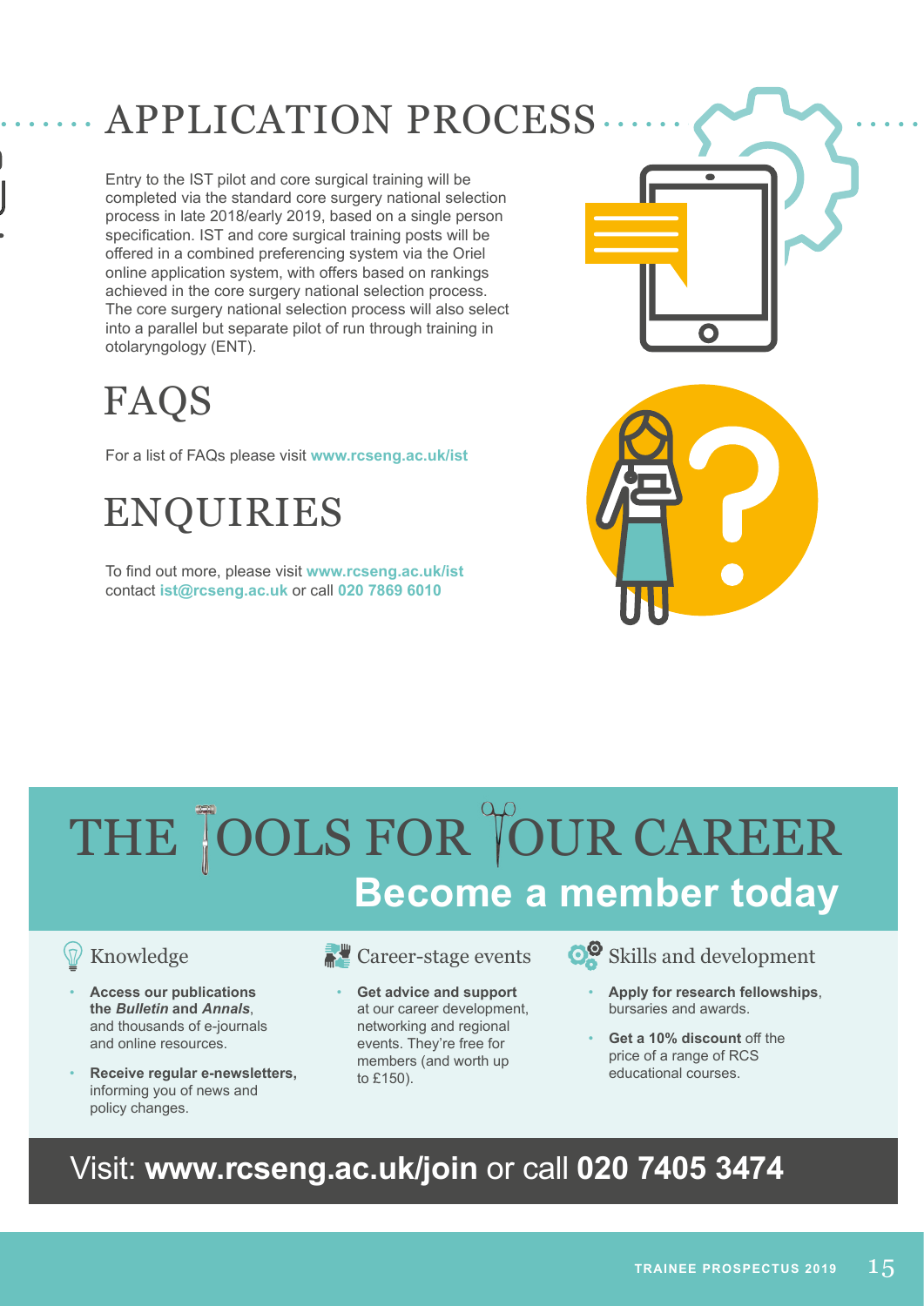## APPLICATION PROCESS

Entry to the IST pilot and core surgical training will be completed via the standard core surgery national selection process in late 2018/early 2019, based on a single person specification. IST and core surgical training posts will be offered in a combined preferencing system via the Oriel online application system, with offers based on rankings achieved in the core surgery national selection process. The core surgery national selection process will also select into a parallel but separate pilot of run through training in otolaryngology (ENT).

## FAQS

For a list of FAQs please visit **www.rcseng.ac.uk/ist**

## ENQUIRIES

To find out more, please visit **www.rcseng.ac.uk/ist** contact **ist@rcseng.ac.uk** or call **020 7869 6010**

# THE TOOLS FOR YOUR CAREER

## Become a member today

### Knowledge

- **Access our publications the *Bulletin* and *Annals***, and thousands of e-journals and online resources.
- **Receive regular e-newsletters,** informing you of news and policy changes.

### Career-stage events

- **Get advice and support** at our career development, networking and regional events. They're free for members (and worth up to £150).

### Skills and development

- **Apply for research fellowships**, bursaries and awards.
- **Get a 10% discount** off the price of a range of RCS educational courses.

Visit: **www.rcseng.ac.uk/join** or call **020 7405 3474**